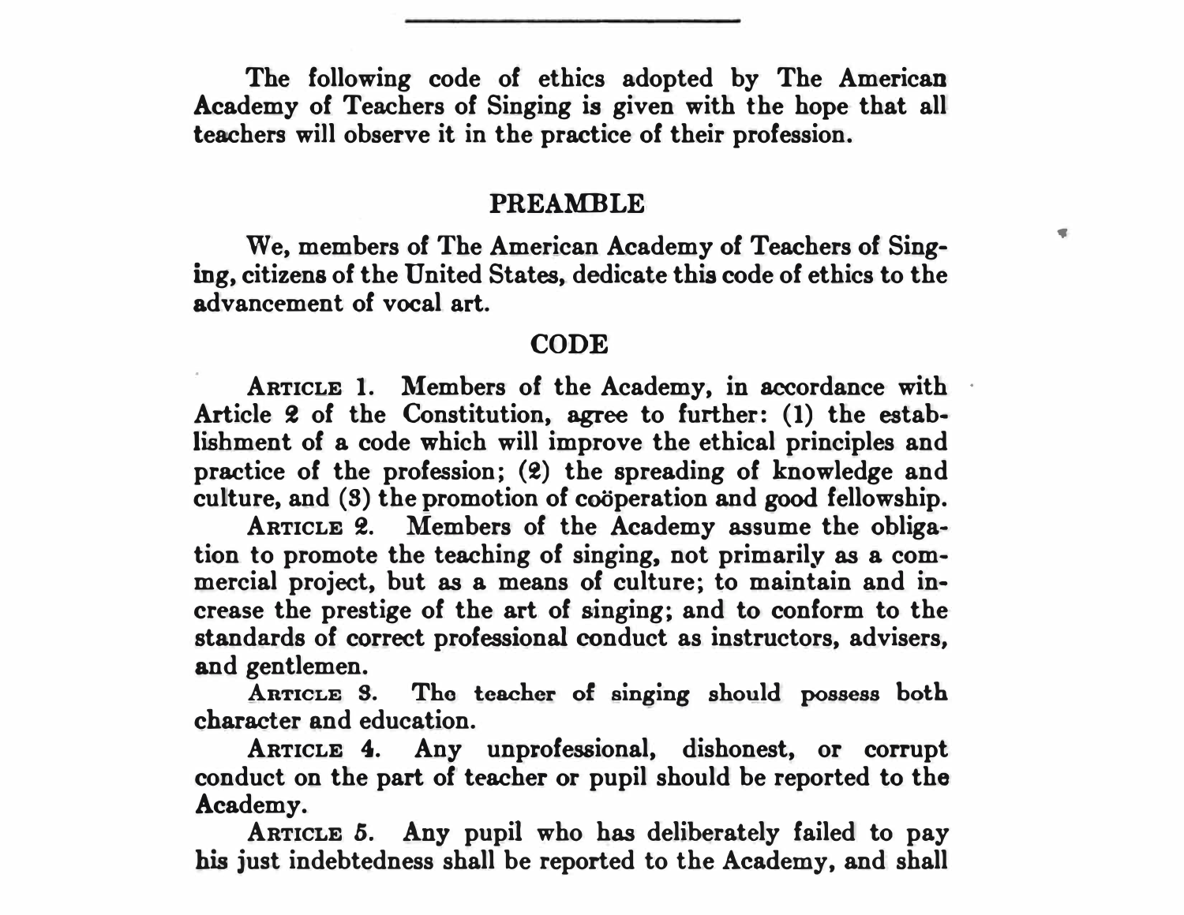The following code of ethics adopted by The American Academy of Teachers of Singing is given with the hope that all teachers will observe it in the practice of their profession.

## PREAMBLE

We, members of The American Academy of Teachers of Singing, citizens of the United States, dedicate this code of ethics to the advancement of vocal art.

## CODE

ARTICLE 1. Members of the Academy, in accordance with Article 2 of the Constitution, agree to further: (1) the establishment of a code which will improve the ethical principles and practice of the profession; (2) the spreading of knowledge and culture, and (3) the promotion of coöperation and good fellowship.

ARTICLE 2. Members of the Academy assume the obligation to promote the teaching of singing, not primarily as a commercial project, but as a means of culture; to maintain and increase the prestige of the art of singing; and to conform to the standards of correct professional conduct as instructors, advisers, and gentlemen.

ARTICLE 3. The teacher of singing should possess both character and education.

ARTICLE 4. Any unprofessional, dishonest, or corrupt conduct on the part of teacher or pupil should be reported to the Academy.

ARTICLE 5. Any pupil who has deliberately failed to pay his just indebtedness shall be reported to the Academy, and shall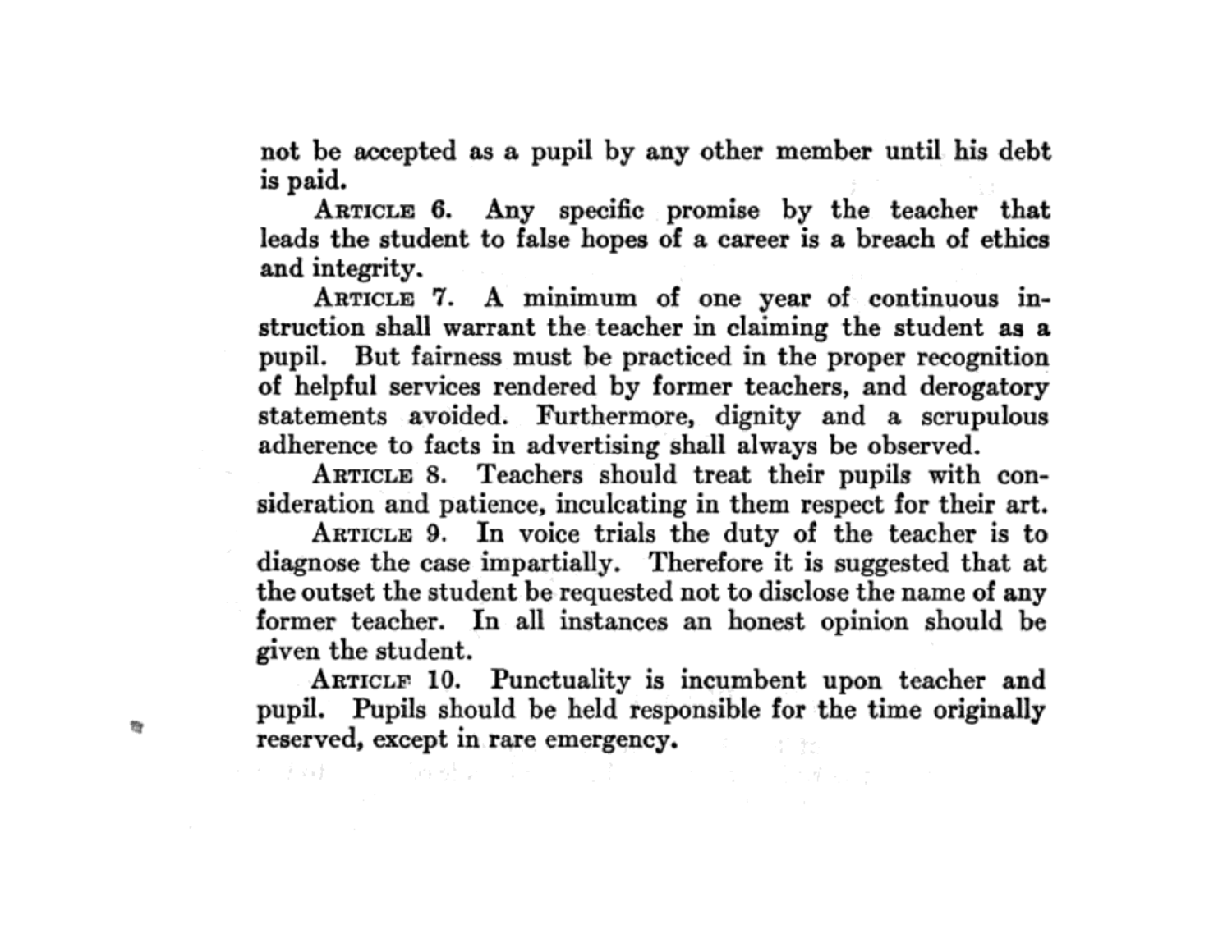not be accepted as a pupil by any other member until his debt is paid.

Article 6. Any specific promise by the teacher that leads the student to false hopes of a career is a breach of ethics and integrity.

Article 7. A minimum of one year of continuous instruction shall warrant the teacher in claiming the student as a pupil. But fairness must be practiced in the proper recognition of helpful services rendered by former teachers, and derogatory statements avoided. Furthermore, dignity and a scrupulous adherence to facts in advertising shall always be observed.

Article 8. Teachers should treat their pupils with consideration and patience, inculcating in them respect for their art.

Article 9. In voice trials the duty of the teacher is to diagnose the case impartially. Therefore it is suggested that at the outset the student be requested not to disclose the name of any former teacher. In all instances an honest opinion should be given the student.

Article 10. Punctuality is incumbent upon teacher and pupil. Pupils should be held responsible for the time originally reserved, except in rare emergency.